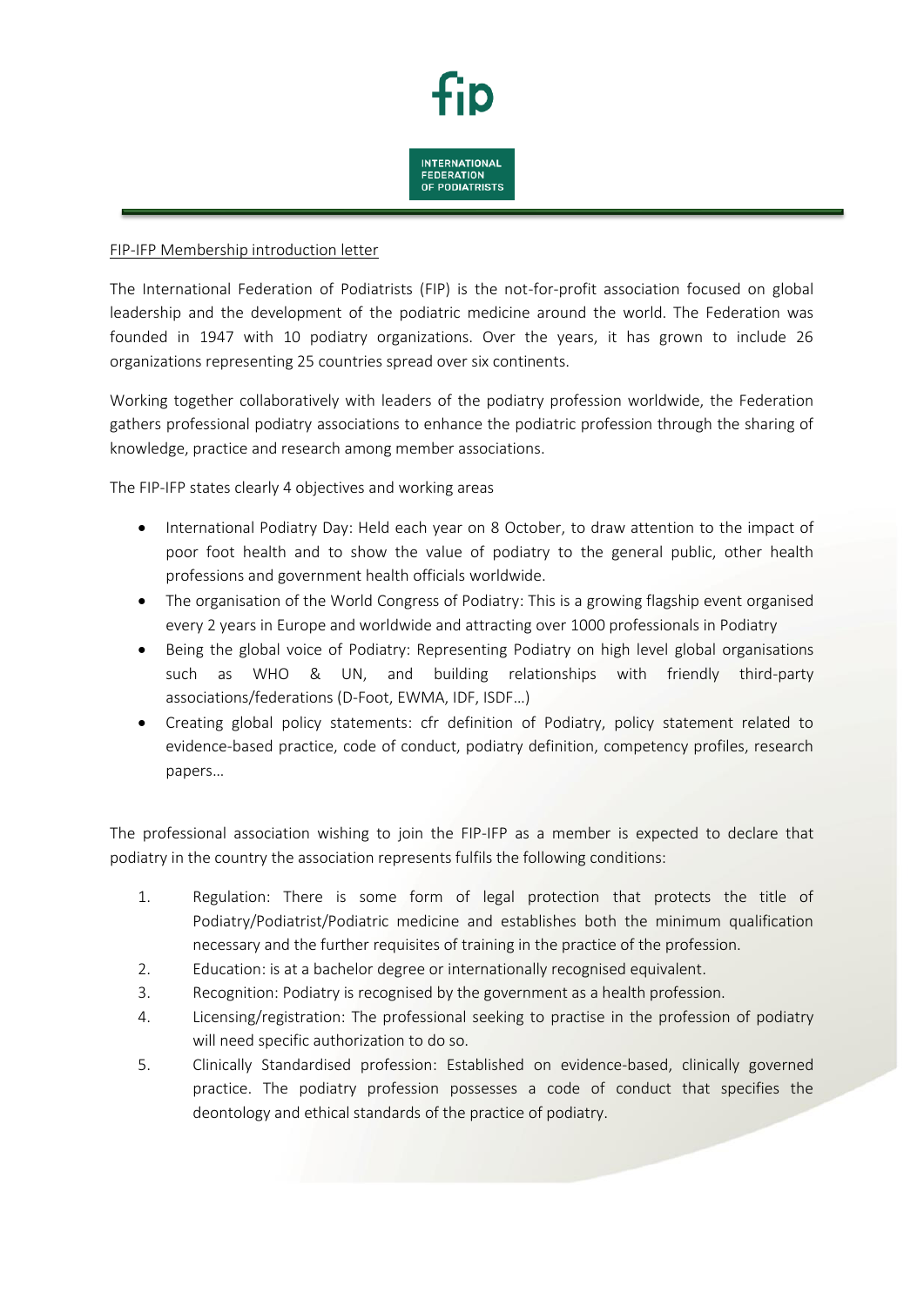fip

INTERNATIONAL FEDERATION OF PODIATRISTS

FIP-IFP Membership introduction letter

The International Federation of Podiatrists (FIP) is the not-for-profit association focused on global leadership and the development of the podiatric medicine around the world. The Federation was founded in 1947 with 10 podiatry organizations. Over the years, it has grown to include 26 organizations representing 25 countries spread over six continents.

Working together collaboratively with leaders of the podiatry profession worldwide, the Federation gathers professional podiatry associations to enhance the podiatric profession through the sharing of knowledge, practice and research among member associations.

The FIP-IFP states clearly 4 objectives and working areas

- International Podiatry Day: Held each year on 8 October, to draw attention to the impact of poor foot health and to show the value of podiatry to the general public, other health professions and government health officials worldwide.
- The organisation of the World Congress of Podiatry: This is a growing flagship event organised every 2 years in Europe and worldwide and attracting over 1000 professionals in Podiatry
- Being the global voice of Podiatry: Representing Podiatry on high level global organisations such as WHO & UN, and building relationships with friendly third-party associations/federations (D-Foot, EWMA, IDF, ISDF…)
- Creating global policy statements: cfr definition of Podiatry, policy statement related to evidence-based practice, code of conduct, podiatry definition, competency profiles, research papers…

The professional association wishing to join the FIP-IFP as a member is expected to declare that podiatry in the country the association represents fulfils the following conditions:

1. Regulation: There is some form of legal protection that protects the title of Podiatry/Podiatrist/Podiatric medicine and establishes both the minimum qualification necessary and the further requisites of training in the practice of the profession.
2. Education: is at a bachelor degree or internationally recognised equivalent.
3. Recognition: Podiatry is recognised by the government as a health profession.
4. Licensing/registration: The professional seeking to practise in the profession of podiatry will need specific authorization to do so.
5. Clinically Standardised profession: Established on evidence-based, clinically governed practice. The podiatry profession possesses a code of conduct that specifies the deontology and ethical standards of the practice of podiatry.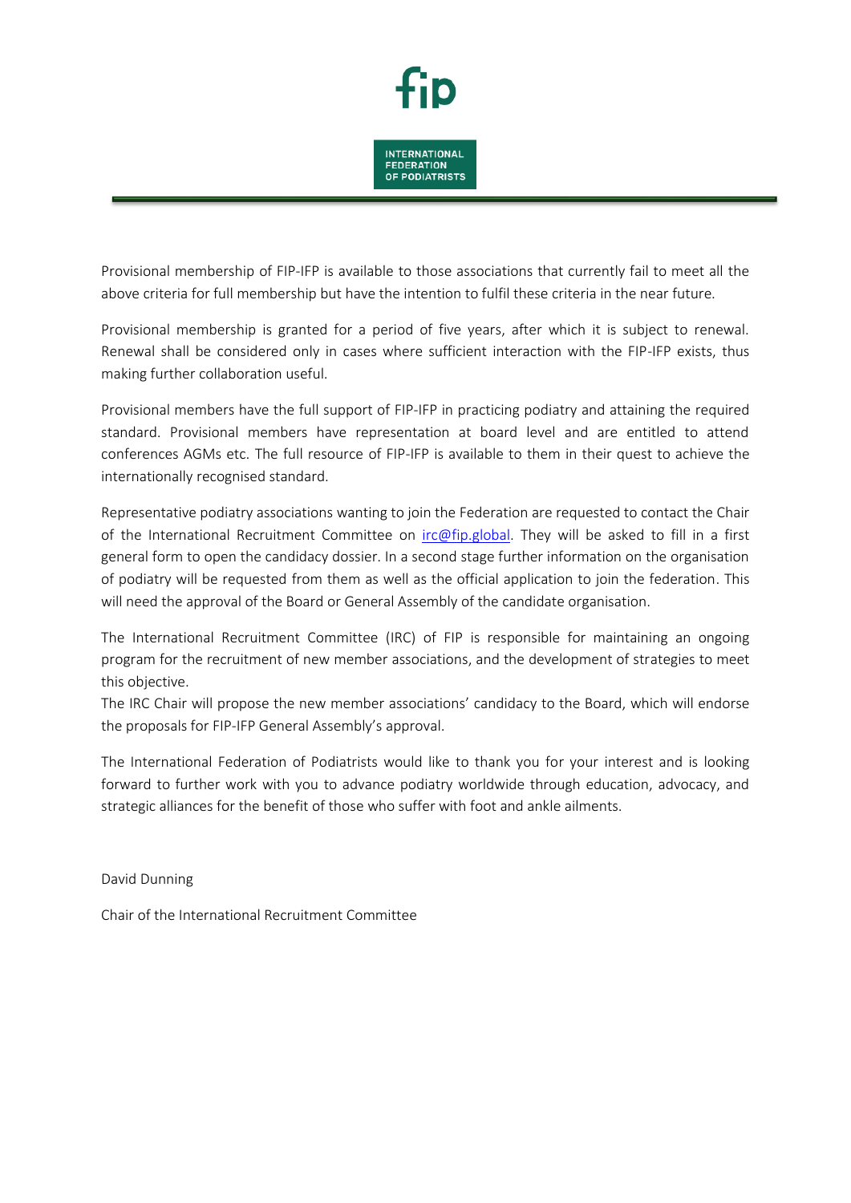Provisional membership of FIP-IFP is available to those associations that currently fail to meet all the above criteria for full membership but have the intention to fulfil these criteria in the near future.

Provisional membership is granted for a period of five years, after which it is subject to renewal. Renewal shall be considered only in cases where sufficient interaction with the FIP-IFP exists, thus making further collaboration useful.

Provisional members have the full support of FIP-IFP in practicing podiatry and attaining the required standard. Provisional members have representation at board level and are entitled to attend conferences AGMs etc. The full resource of FIP-IFP is available to them in their quest to achieve the internationally recognised standard.

Representative podiatry associations wanting to join the Federation are requested to contact the Chair of the International Recruitment Committee on [irc@fip.global](mailto:irc@fip.global). They will be asked to fill in a first general form to open the candidacy dossier. In a second stage further information on the organisation of podiatry will be requested from them as well as the official application to join the federation. This will need the approval of the Board or General Assembly of the candidate organisation.

The International Recruitment Committee (IRC) of FIP is responsible for maintaining an ongoing program for the recruitment of new member associations, and the development of strategies to meet this objective.
The IRC Chair will propose the new member associations' candidacy to the Board, which will endorse the proposals for FIP-IFP General Assembly's approval.

The International Federation of Podiatrists would like to thank you for your interest and is looking forward to further work with you to advance podiatry worldwide through education, advocacy, and strategic alliances for the benefit of those who suffer with foot and ankle ailments.

David Dunning

Chair of the International Recruitment Committee